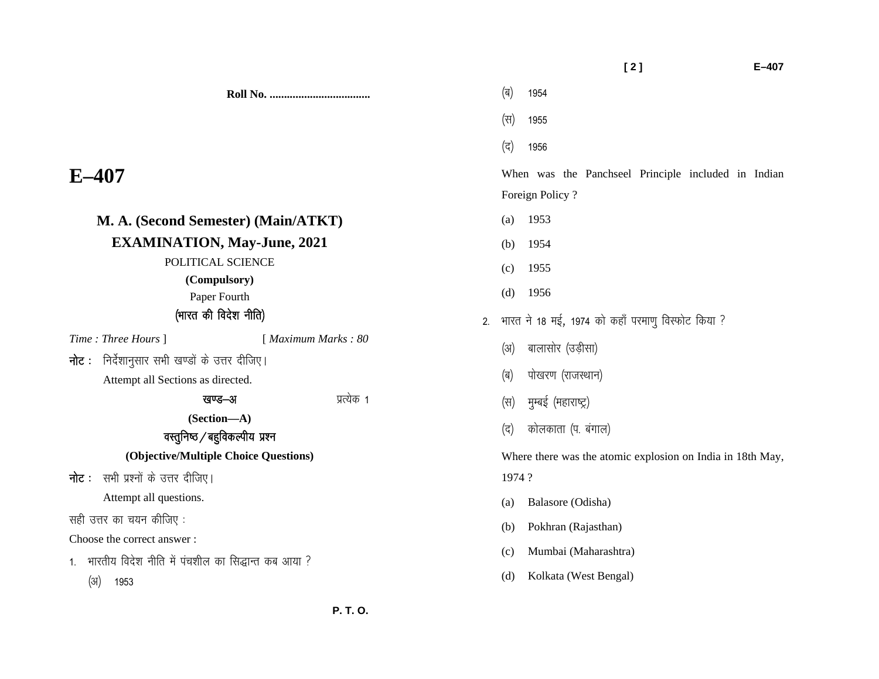**Roll No. ..................................**

# E–407

## M. A. (Second Semester) (Main/ATKT) EXAMINATION, May-June, 2021

POLITICAL SCIENCE

**(Compulsory)**

Paper Fourth

**(भारत की विदेश नीति)**

*Time : Three Hours* ] [ *Maximum Marks : 80*

**नोट :** निर्देशानुसार सभी खण्डों के उत्तर दीजिए।

Attempt all Sections as directed.

**खण्ड–अ** प्रत्येक 1

**(Section—A)**

**वस्तुनिष्ठ / बहुविकल्पीय प्रश्न**

**(Objective/Multiple Choice Questions)**

**नोट :** सभी प्रश्नों के उत्तर दीजिए।

Attempt all questions.

सही उत्तर का चयन कीजिए :

Choose the correct answer :

1. भारतीय विदेश नीति में पंचशील का सिद्धान्त कब आया ?

   (अ) 1953

   (ब) 1954

   (स) 1955

   (द) 1956

   When was the Panchseel Principle included in Indian Foreign Policy ?

   (a) 1953

   (b) 1954

   (c) 1955

   (d) 1956

2. भारत ने 18 मई, 1974 को कहाँ परमाणु विस्फोट किया ?

   (अ) बालासोर (उड़ीसा)

   (ब) पोखरण (राजस्थान)

   (स) मुम्बई (महाराष्ट्र)

   (द) कोलकाता (प. बंगाल)

   Where there was the atomic explosion on India in 18th May, 1974 ?

   (a) Balasore (Odisha)

   (b) Pokhran (Rajasthan)

   (c) Mumbai (Maharashtra)

   (d) Kolkata (West Bengal)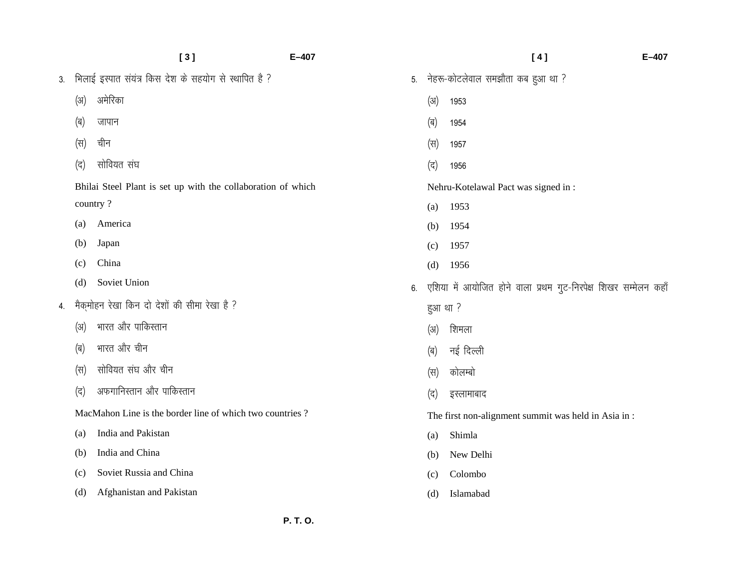3. भिलाई इस्पात संयंत्र किस देश के सहयोग से स्थापित है ?

   (अ) अमेरिका

   (ब) जापान

   (स) चीन

   (द) सोवियत संघ

   Bhilai Steel Plant is set up with the collaboration of which country ?

   (a) America

   (b) Japan

   (c) China

   (d) Soviet Union

4. मैक्मोहन रेखा किन दो देशों की सीमा रेखा है ?

   (अ) भारत और पाकिस्तान

   (ब) भारत और चीन

   (स) सोवियत संघ और चीन

   (द) अफगानिस्तान और पाकिस्तान

   MacMahon Line is the border line of which two countries ?

   (a) India and Pakistan

   (b) India and China

   (c) Soviet Russia and China

   (d) Afghanistan and Pakistan

5. नेहरू-कोटलेवाल समझौता कब हुआ था ?

   (अ) 1953

   (ब) 1954

   (स) 1957

   (द) 1956

   Nehru-Kotelawal Pact was signed in :

   (a) 1953

   (b) 1954

   (c) 1957

   (d) 1956

6. एशिया में आयोजित होने वाला प्रथम गुट-निरपेक्ष शिखर सम्मेलन कहाँ हुआ था ?

   (अ) शिमला

   (ब) नई दिल्ली

   (स) कोलम्बो

   (द) इस्लामाबाद

   The first non-alignment summit was held in Asia in :

   (a) Shimla

   (b) New Delhi

   (c) Colombo

   (d) Islamabad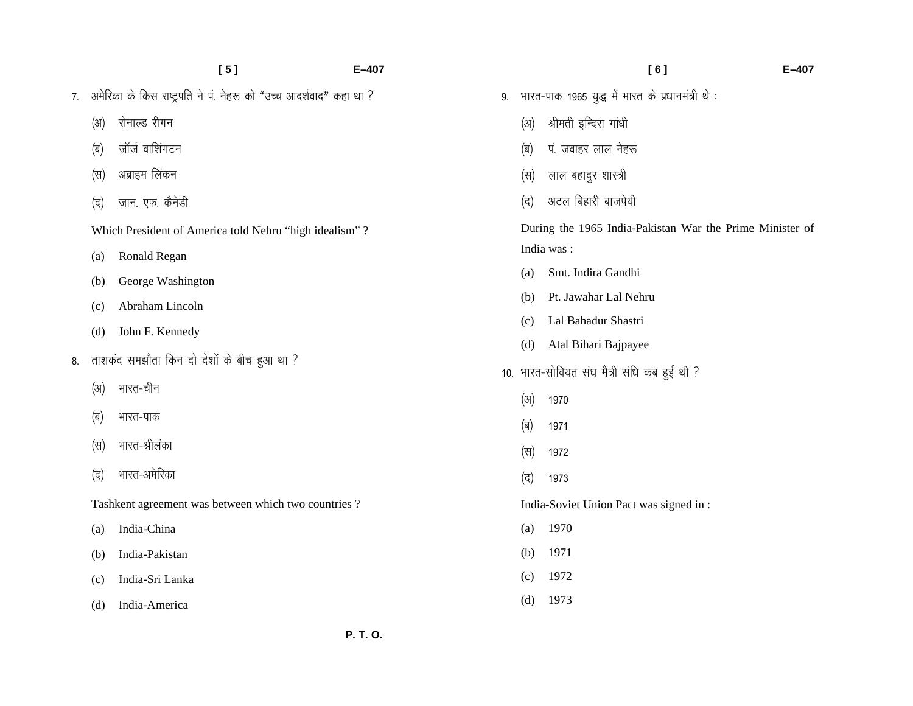7. अमेरिका के किस राष्ट्रपति ने पं. नेहरू को "उच्च आदर्शवाद" कहा था ?

   (अ) रोनाल्ड रीगन

   (ब) जॉर्ज वाशिंगटन

   (स) अब्राहम लिंकन

   (द) जान. एफ. कैनेडी

   Which President of America told Nehru "high idealism" ?

   (a) Ronald Regan

   (b) George Washington

   (c) Abraham Lincoln

   (d) John F. Kennedy

8. ताशकंद समझौता किन दो देशों के बीच हुआ था ?

   (अ) भारत-चीन

   (ब) भारत-पाक

   (स) भारत-श्रीलंका

   (द) भारत-अमेरिका

   Tashkent agreement was between which two countries ?

   (a) India-China

   (b) India-Pakistan

   (c) India-Sri Lanka

   (d) India-America

9. भारत-पाक 1965 युद्ध में भारत के प्रधानमंत्री थे :

   (अ) श्रीमती इन्दिरा गांधी

   (ब) पं. जवाहर लाल नेहरू

   (स) लाल बहादुर शास्त्री

   (द) अटल बिहारी बाजपेयी

   During the 1965 India-Pakistan War the Prime Minister of India was :

   (a) Smt. Indira Gandhi

   (b) Pt. Jawahar Lal Nehru

   (c) Lal Bahadur Shastri

   (d) Atal Bihari Bajpayee

10. भारत-सोवियत संघ मैत्री संधि कब हुई थी ?

   (अ) 1970

   (ब) 1971

   (स) 1972

   (द) 1973

   India-Soviet Union Pact was signed in :

   (a) 1970

   (b) 1971

   (c) 1972

   (d) 1973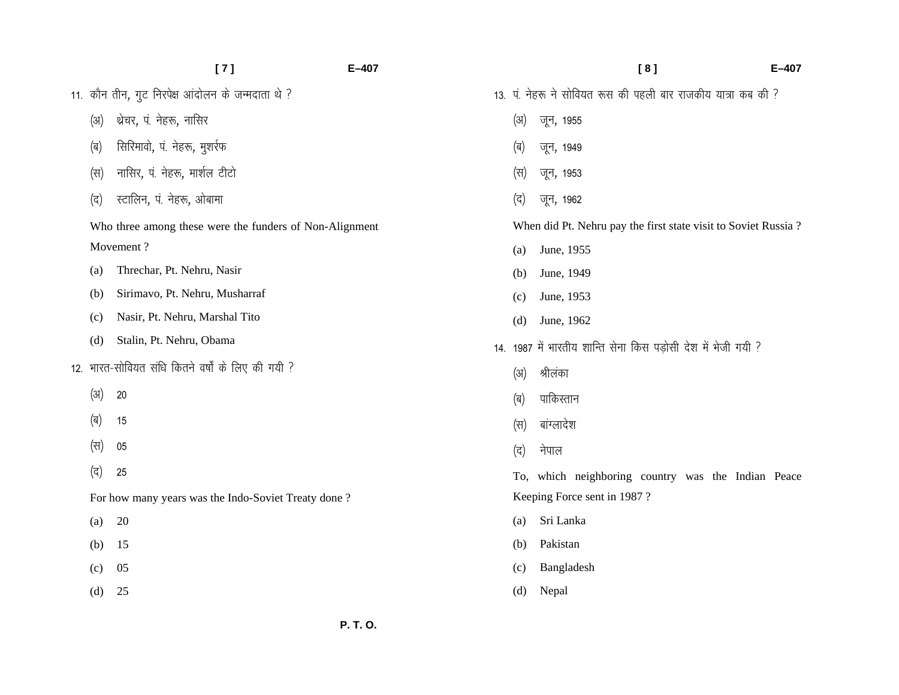11. कौन तीन, गुट निरपेक्ष आंदोलन के जन्मदाता थे ?

    (अ) थ्रेचर, पं. नेहरू, नासिर

    (ब) सिरिमावो, पं. नेहरू, मुशर्रफ

    (स) नासिर, पं. नेहरू, मार्शल टीटो

    (द) स्टालिन, पं. नेहरू, ओबामा

    Who three among these were the funders of Non-Alignment Movement ?

    (a) Threchar, Pt. Nehru, Nasir

    (b) Sirimavo, Pt. Nehru, Musharraf

    (c) Nasir, Pt. Nehru, Marshal Tito

    (d) Stalin, Pt. Nehru, Obama

12. भारत-सोवियत संधि कितने वर्षों के लिए की गयी ?

    (अ) 20

    (ब) 15

    (स) 05

    (द) 25

    For how many years was the Indo-Soviet Treaty done ?

    (a) 20

    (b) 15

    (c) 05

    (d) 25

13. पं. नेहरू ने सोवियत रूस की पहली बार राजकीय यात्रा कब की ?

    (अ) जून, 1955

    (ब) जून, 1949

    (स) जून, 1953

    (द) जून, 1962

    When did Pt. Nehru pay the first state visit to Soviet Russia ?

    (a) June, 1955

    (b) June, 1949

    (c) June, 1953

    (d) June, 1962

14. 1987 में भारतीय शान्ति सेना किस पड़ोसी देश में भेजी गयी ?

    (अ) श्रीलंका

    (ब) पाकिस्तान

    (स) बांग्लादेश

    (द) नेपाल

    To, which neighboring country was the Indian Peace Keeping Force sent in 1987 ?

    (a) Sri Lanka

    (b) Pakistan

    (c) Bangladesh

    (d) Nepal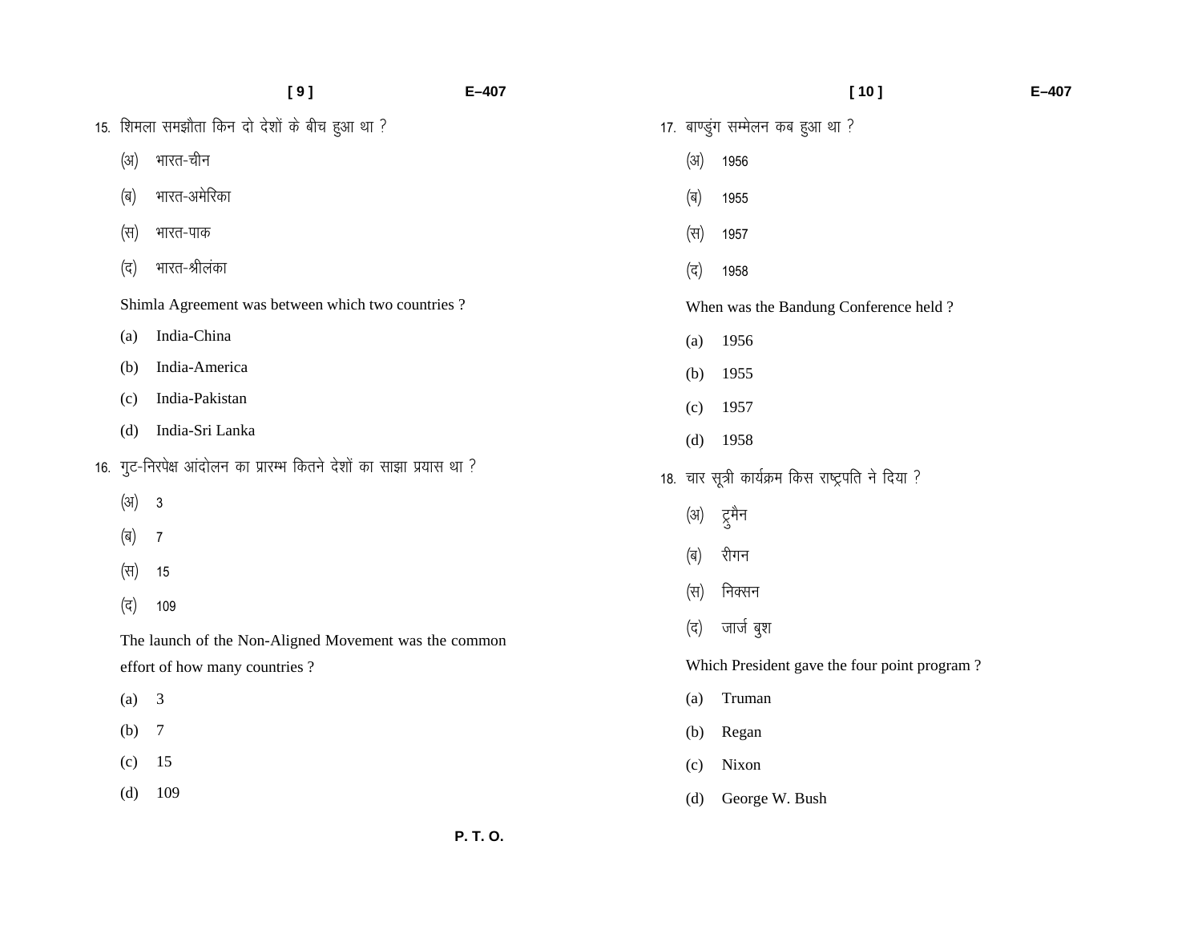15. शिमला समझौता किन दो देशों के बीच हुआ था ?

(अ) भारत-चीन

(ब) भारत-अमेरिका

(स) भारत-पाक

(द) भारत-श्रीलंका

Shimla Agreement was between which two countries ?

(a) India-China

(b) India-America

(c) India-Pakistan

(d) India-Sri Lanka

16. गुट-निरपेक्ष आंदोलन का प्रारम्भ कितने देशों का साझा प्रयास था ?

(अ) 3

(ब) 7

(स) 15

(द) 109

The launch of the Non-Aligned Movement was the common effort of how many countries ?

(a) 3

(b) 7

(c) 15

(d) 109

17. बाण्डुंग सम्मेलन कब हुआ था ?

(अ) 1956

(ब) 1955

(स) 1957

(द) 1958

When was the Bandung Conference held ?

(a) 1956

(b) 1955

(c) 1957

(d) 1958

18. चार सूत्री कार्यक्रम किस राष्ट्रपति ने दिया ?

(अ) ट्रुमैन

(ब) रीगन

(स) निक्सन

(द) जार्ज बुश

Which President gave the four point program ?

(a) Truman

(b) Regan

(c) Nixon

(d) George W. Bush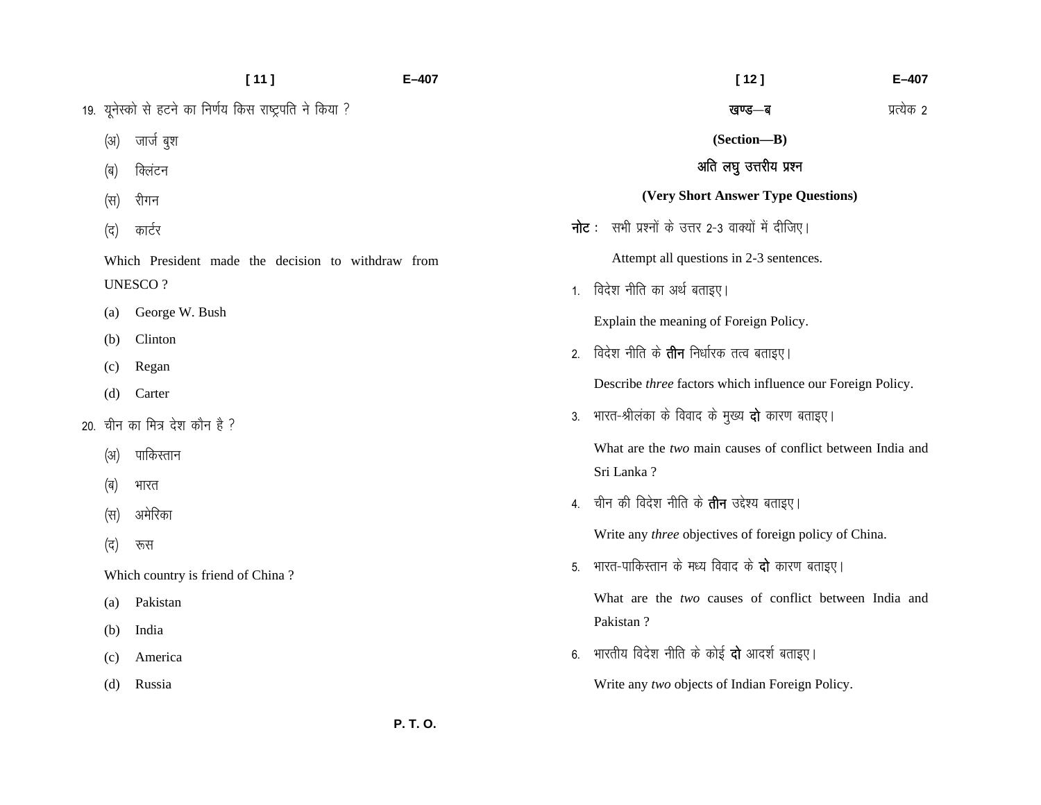19. यूनेस्को से हटने का निर्णय किस राष्ट्रपति ने किया ?

(अ) जार्ज बुश

(ब) क्लिंटन

(स) रीगन

(द) कार्टर

Which President made the decision to withdraw from UNESCO ?

(a) George W. Bush

(b) Clinton

(c) Regan

(d) Carter

20. चीन का मित्र देश कौन है ?

(अ) पाकिस्तान

(ब) भारत

(स) अमेरिका

(द) रूस

Which country is friend of China ?

(a) Pakistan

(b) India

(c) America

(d) Russia

## खण्ड—ब

**(Section—B)**

प्रत्येक 2

### अति लघु उत्तरीय प्रश्न

### (Very Short Answer Type Questions)

**नोट :** सभी प्रश्नों के उत्तर 2-3 वाक्यों में दीजिए।

Attempt all questions in 2-3 sentences.

1. विदेश नीति का अर्थ बताइए।

   Explain the meaning of Foreign Policy.

2. विदेश नीति के **तीन** निर्धारक तत्व बताइए।

   Describe *three* factors which influence our Foreign Policy.

3. भारत-श्रीलंका के विवाद के मुख्य **दो** कारण बताइए।

   What are the *two* main causes of conflict between India and Sri Lanka ?

4. चीन की विदेश नीति के **तीन** उद्देश्य बताइए।

   Write any *three* objectives of foreign policy of China.

5. भारत-पाकिस्तान के मध्य विवाद के **दो** कारण बताइए।

   What are the *two* causes of conflict between India and Pakistan ?

6. भारतीय विदेश नीति के कोई **दो** आदर्श बताइए।

   Write any *two* objects of Indian Foreign Policy.

P. T. O.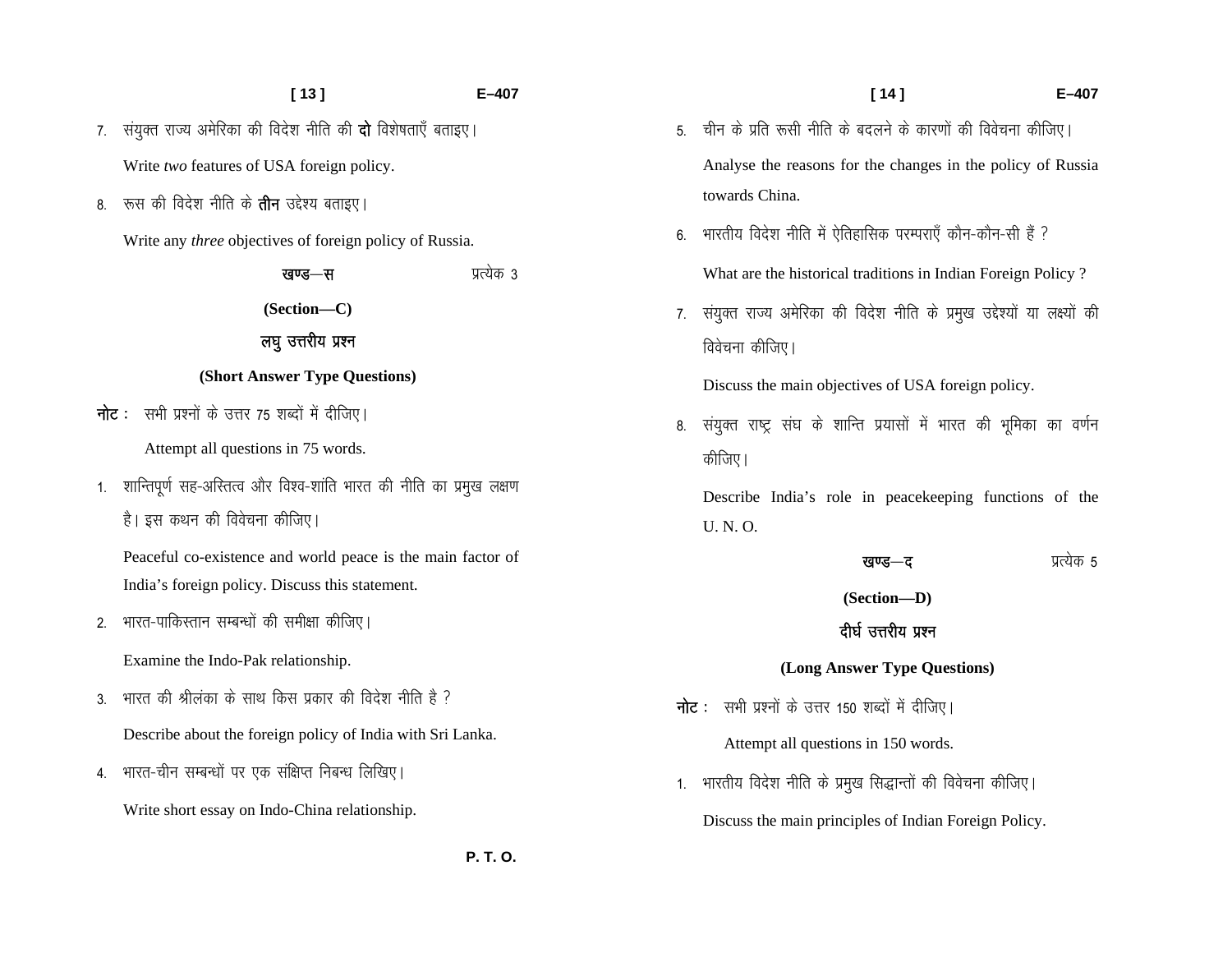7. संयुक्त राज्य अमेरिका की विदेश नीति की **दो** विशेषताएँ बताइए।

   Write *two* features of USA foreign policy.

8. रूस की विदेश नीति के **तीन** उद्देश्य बताइए।

   Write any *three* objectives of foreign policy of Russia.

## खण्ड—स (Section—C)

प्रत्येक 3

### लघु उत्तरीय प्रश्न

### (Short Answer Type Questions)

**नोट :** सभी प्रश्नों के उत्तर 75 शब्दों में दीजिए।

Attempt all questions in 75 words.

1. शान्तिपूर्ण सह-अस्तित्व और विश्व-शांति भारत की नीति का प्रमुख लक्षण है। इस कथन की विवेचना कीजिए।

   Peaceful co-existence and world peace is the main factor of India's foreign policy. Discuss this statement.

2. भारत-पाकिस्तान सम्बन्धों की समीक्षा कीजिए।

   Examine the Indo-Pak relationship.

3. भारत की श्रीलंका के साथ किस प्रकार की विदेश नीति है ?

   Describe about the foreign policy of India with Sri Lanka.

4. भारत-चीन सम्बन्धों पर एक संक्षिप्त निबन्ध लिखिए।

   Write short essay on Indo-China relationship.

5. चीन के प्रति रूसी नीति के बदलने के कारणों की विवेचना कीजिए।

   Analyse the reasons for the changes in the policy of Russia towards China.

6. भारतीय विदेश नीति में ऐतिहासिक परम्पराएँ कौन-कौन-सी हैं ?

   What are the historical traditions in Indian Foreign Policy ?

7. संयुक्त राज्य अमेरिका की विदेश नीति के प्रमुख उद्देश्यों या लक्ष्यों की विवेचना कीजिए।

   Discuss the main objectives of USA foreign policy.

8. संयुक्त राष्ट्र संघ के शान्ति प्रयासों में भारत की भूमिका का वर्णन कीजिए।

   Describe India's role in peacekeeping functions of the U. N. O.

## खण्ड—द (Section—D)

प्रत्येक 5

### दीर्घ उत्तरीय प्रश्न

### (Long Answer Type Questions)

**नोट :** सभी प्रश्नों के उत्तर 150 शब्दों में दीजिए।

Attempt all questions in 150 words.

1. भारतीय विदेश नीति के प्रमुख सिद्धान्तों की विवेचना कीजिए।

   Discuss the main principles of Indian Foreign Policy.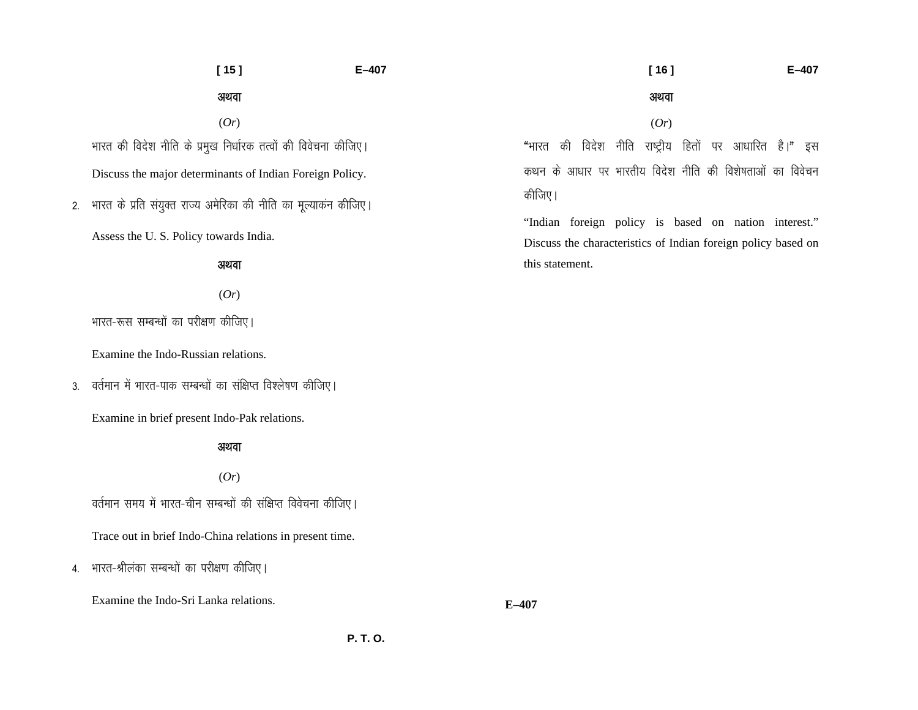अथवा

(*Or*)

भारत की विदेश नीति के प्रमुख निर्धारक तत्वों की विवेचना कीजिए।

Discuss the major determinants of Indian Foreign Policy.

2. भारत के प्रति संयुक्त राज्य अमेरिका की नीति का मूल्यांकन कीजिए।

   Assess the U. S. Policy towards India.

   अथवा

   (*Or*)

   भारत-रूस सम्बन्धों का परीक्षण कीजिए।

   Examine the Indo-Russian relations.

3. वर्तमान में भारत-पाक सम्बन्धों का संक्षिप्त विश्लेषण कीजिए।

   Examine in brief present Indo-Pak relations.

   अथवा

   (*Or*)

   वर्तमान समय में भारत-चीन सम्बन्धों की संक्षिप्त विवेचना कीजिए।

   Trace out in brief Indo-China relations in present time.

4. भारत-श्रीलंका सम्बन्धों का परीक्षण कीजिए।

   Examine the Indo-Sri Lanka relations.

   अथवा

   (*Or*)

   "भारत की विदेश नीति राष्ट्रीय हितों पर आधारित है।" इस कथन के आधार पर भारतीय विदेश नीति की विशेषताओं का विवेचन कीजिए।

   "Indian foreign policy is based on nation interest." Discuss the characteristics of Indian foreign policy based on this statement.